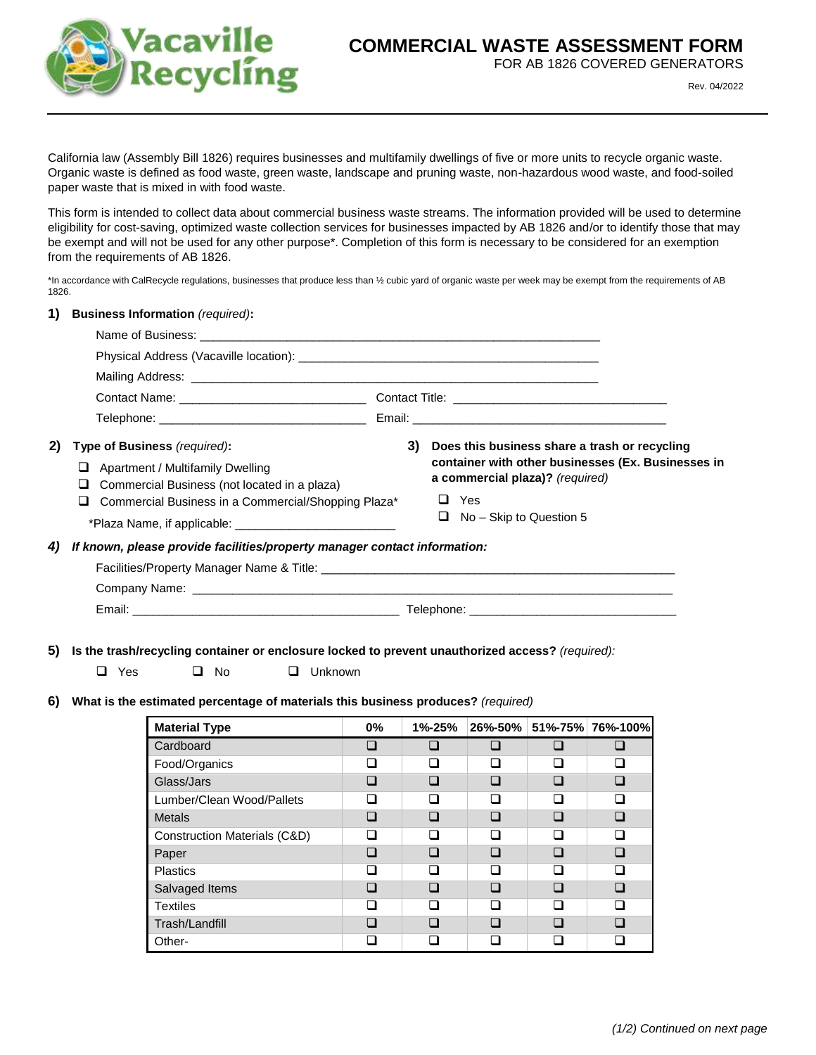# COMMERCIAL WASTE ASSESSMENT FORM

FOR AB 1826 COVERED GENERATORS

Rev. 04/2022

California law (Assembly Bill 1826) requires businesses and multifamily dwellings of five or more units to recycle organic waste. Organic waste is defined as food waste, green waste, landscape and pruning waste, non-hazardous wood waste, and food-soiled paper waste that is mixed in with food waste.

This form is intended to collect data about commercial business waste streams. The information provided will be used to determine eligibility for cost-saving, optimized waste collection services for businesses impacted by AB 1826 and/or to identify those that may be exempt and will not be used for any other purpose*. Completion of this form is necessary to be considered for an exemption from the requirements of AB 1826.

*In accordance with CalRecycle regulations, businesses that produce less than ½ cubic yard of organic waste per week may be exempt from the requirements of AB 1826.

**1) Business Information** *(required)***:**

Name of Business: ______________________________

Physical Address (Vacaville location): ______________________________

Mailing Address: ______________________________

Contact Name: ______________________________ Contact Title: ______________________________

Telephone: ______________________________ Email: ______________________________

**2) Type of Business** *(required)***:**

- ☐ Apartment / Multifamily Dwelling
- ☐ Commercial Business (not located in a plaza)
- ☐ Commercial Business in a Commercial/Shopping Plaza*

*Plaza Name, if applicable: ______________________________

**3) Does this business share a trash or recycling container with other businesses (Ex. Businesses in a commercial plaza)?** *(required)*

- ☐ Yes
- ☐ No – Skip to Question 5

***4) If known, please provide facilities/property manager contact information:***

Facilities/Property Manager Name & Title: ______________________________

Company Name: ______________________________

Email: ______________________________ Telephone: ______________________________

**5) Is the trash/recycling container or enclosure locked to prevent unauthorized access?** *(required):*

☐ Yes ☐ No ☐ Unknown

**6) What is the estimated percentage of materials this business produces?** *(required)*

| Material Type | 0% | 1%-25% | 26%-50% | 51%-75% | 76%-100% |
|---|---|---|---|---|---|
| Cardboard | ☐ | ☐ | ☐ | ☐ | ☐ |
| Food/Organics | ☐ | ☐ | ☐ | ☐ | ☐ |
| Glass/Jars | ☐ | ☐ | ☐ | ☐ | ☐ |
| Lumber/Clean Wood/Pallets | ☐ | ☐ | ☐ | ☐ | ☐ |
| Metals | ☐ | ☐ | ☐ | ☐ | ☐ |
| Construction Materials (C&D) | ☐ | ☐ | ☐ | ☐ | ☐ |
| Paper | ☐ | ☐ | ☐ | ☐ | ☐ |
| Plastics | ☐ | ☐ | ☐ | ☐ | ☐ |
| Salvaged Items | ☐ | ☐ | ☐ | ☐ | ☐ |
| Textiles | ☐ | ☐ | ☐ | ☐ | ☐ |
| Trash/Landfill | ☐ | ☐ | ☐ | ☐ | ☐ |
| Other- | ☐ | ☐ | ☐ | ☐ | ☐ |

*(1/2) Continued on next page*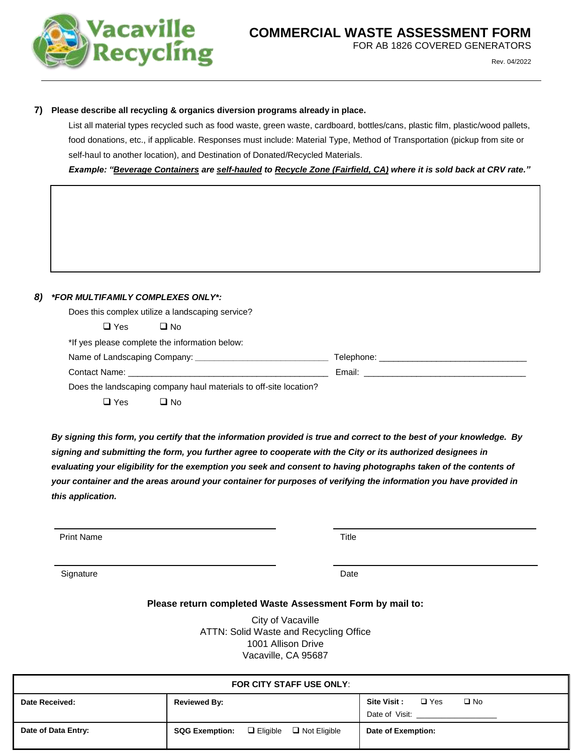# COMMERCIAL WASTE ASSESSMENT FORM

FOR AB 1826 COVERED GENERATORS

Rev. 04/2022

**7) Please describe all recycling & organics diversion programs already in place.**

List all material types recycled such as food waste, green waste, cardboard, bottles/cans, plastic film, plastic/wood pallets, food donations, etc., if applicable. Responses must include: Material Type, Method of Transportation (pickup from site or self-haul to another location), and Destination of Donated/Recycled Materials.

***Example: "Beverage Containers are self-hauled to Recycle Zone (Fairfield, CA) where it is sold back at CRV rate."***

**8) *\*FOR MULTIFAMILY COMPLEXES ONLY\*:***

Does this complex utilize a landscaping service?

❑ Yes ❑ No

*If yes please complete the information below:

Name of Landscaping Company: ____________________________ Telephone: ______________________________

Contact Name: __________________________________________ Email: __________________________________

Does the landscaping company haul materials to off-site location?

❑ Yes ❑ No

***By signing this form, you certify that the information provided is true and correct to the best of your knowledge. By signing and submitting the form, you further agree to cooperate with the City or its authorized designees in evaluating your eligibility for the exemption you seek and consent to having photographs taken of the contents of your container and the areas around your container for purposes of verifying the information you have provided in this application.***

______________________________ Print Name

______________________________ Title

______________________________ Signature

______________________________ Date

**Please return completed Waste Assessment Form by mail to:**

City of Vacaville
ATTN: Solid Waste and Recycling Office
1001 Allison Drive
Vacaville, CA 95687

| **FOR CITY STAFF USE ONLY**: | | |
|---|---|---|
| **Date Received:** | **Reviewed By:** | **Site Visit :** ❑ Yes ❑ No<br>Date of Visit: ________________ |
| **Date of Data Entry:** | **SQG Exemption:** ❑ Eligible ❑ Not Eligible | **Date of Exemption:** |